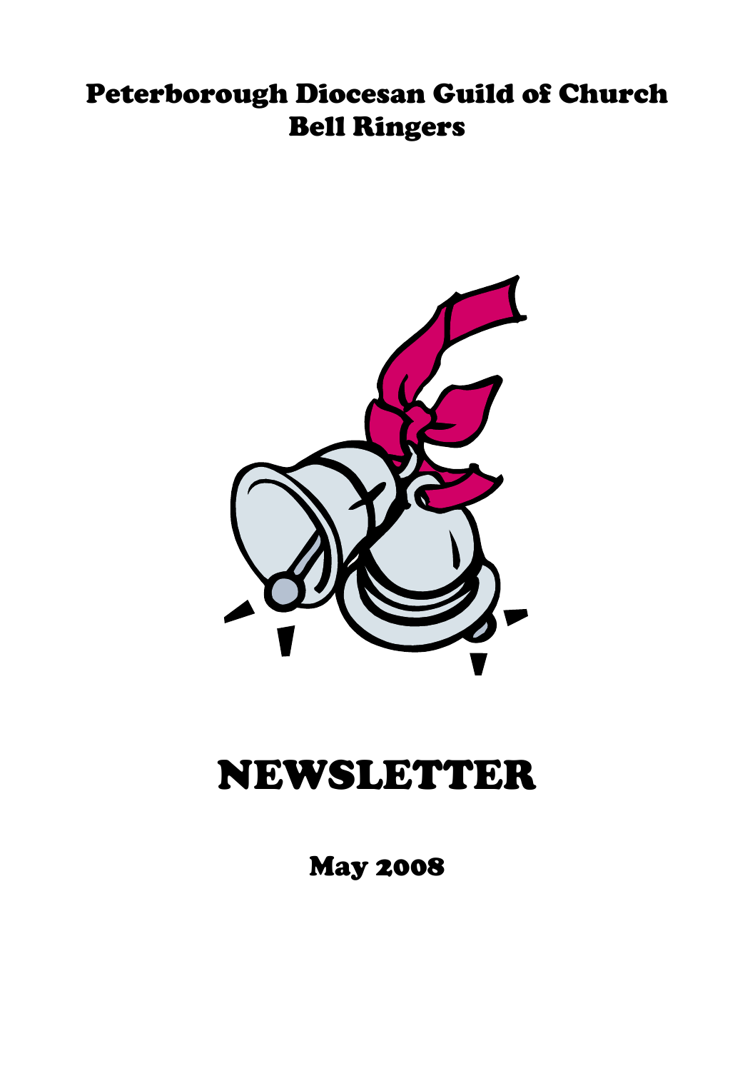# Peterborough Diocesan Guild of Church Bell Ringers

# NEWSLETTER

## May 2008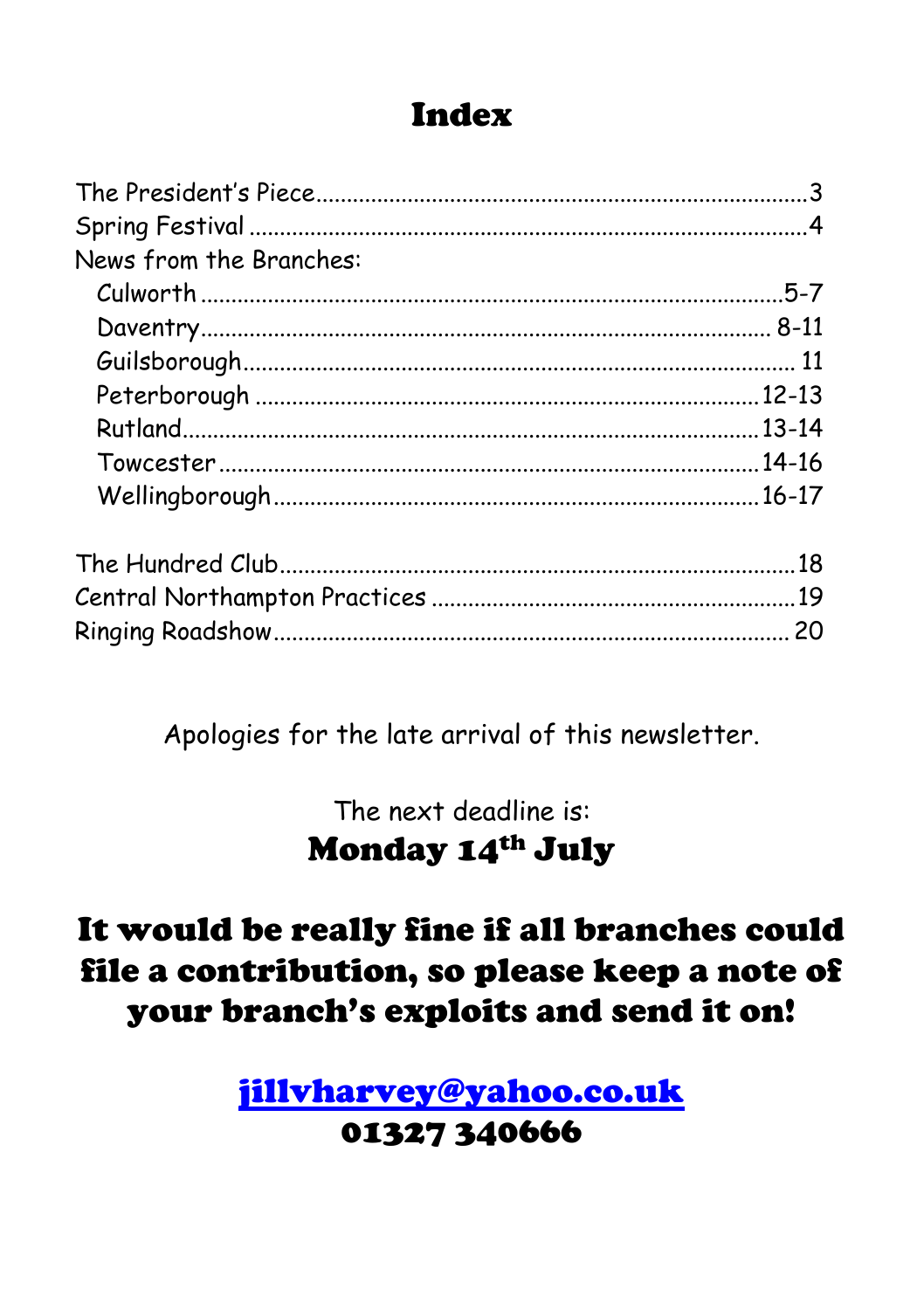# Index

The President's Piece........................................................................3
Spring Festival ..................................................................................4
News from the Branches:
  Culworth ......................................................................................5-7
  Daventry...................................................................................... 8-11
  Guilsborough................................................................................ 11
  Peterborough ...............................................................................12-13
  Rutland.........................................................................................13-14
  Towcester ....................................................................................14-16
  Wellingborough...........................................................................16-17

The Hundred Club.............................................................................18
Central Northampton Practices .......................................................19
Ringing Roadshow............................................................................ 20

Apologies for the late arrival of this newsletter.

The next deadline is:
**Monday 14th July**

## It would be really fine if all branches could file a contribution, so please keep a note of your branch's exploits and send it on!

**jillvharvey@yahoo.co.uk**
**01327 340666**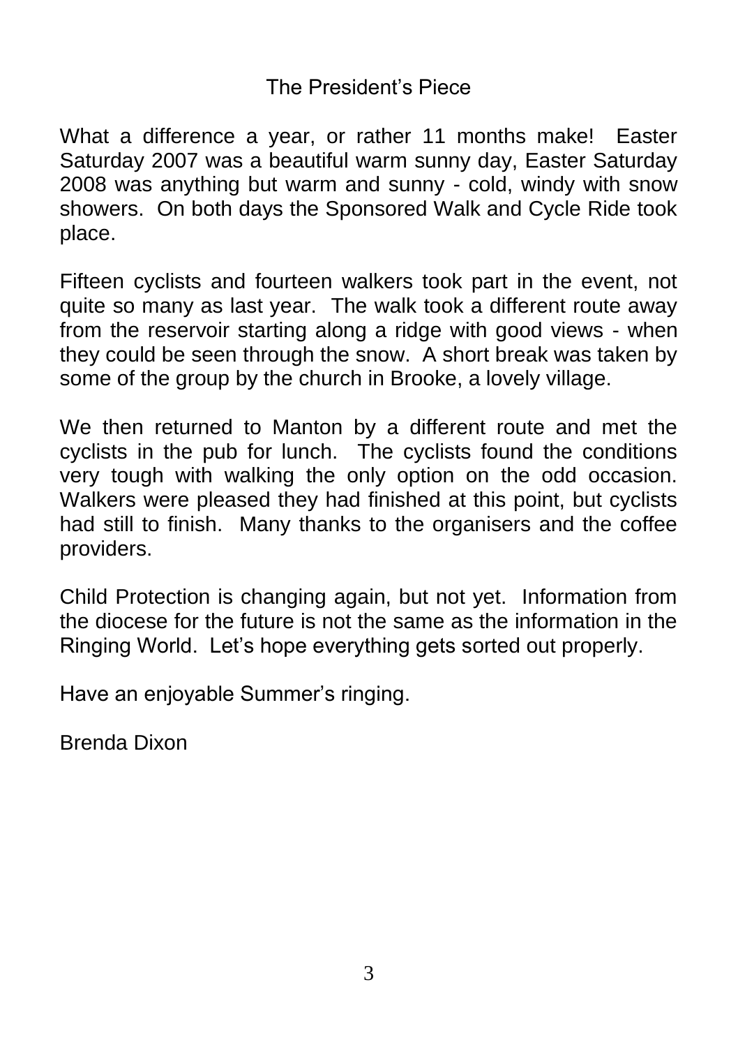# The President's Piece

What a difference a year, or rather 11 months make! Easter Saturday 2007 was a beautiful warm sunny day, Easter Saturday 2008 was anything but warm and sunny - cold, windy with snow showers. On both days the Sponsored Walk and Cycle Ride took place.

Fifteen cyclists and fourteen walkers took part in the event, not quite so many as last year. The walk took a different route away from the reservoir starting along a ridge with good views - when they could be seen through the snow. A short break was taken by some of the group by the church in Brooke, a lovely village.

We then returned to Manton by a different route and met the cyclists in the pub for lunch. The cyclists found the conditions very tough with walking the only option on the odd occasion. Walkers were pleased they had finished at this point, but cyclists had still to finish. Many thanks to the organisers and the coffee providers.

Child Protection is changing again, but not yet. Information from the diocese for the future is not the same as the information in the Ringing World. Let's hope everything gets sorted out properly.

Have an enjoyable Summer's ringing.

Brenda Dixon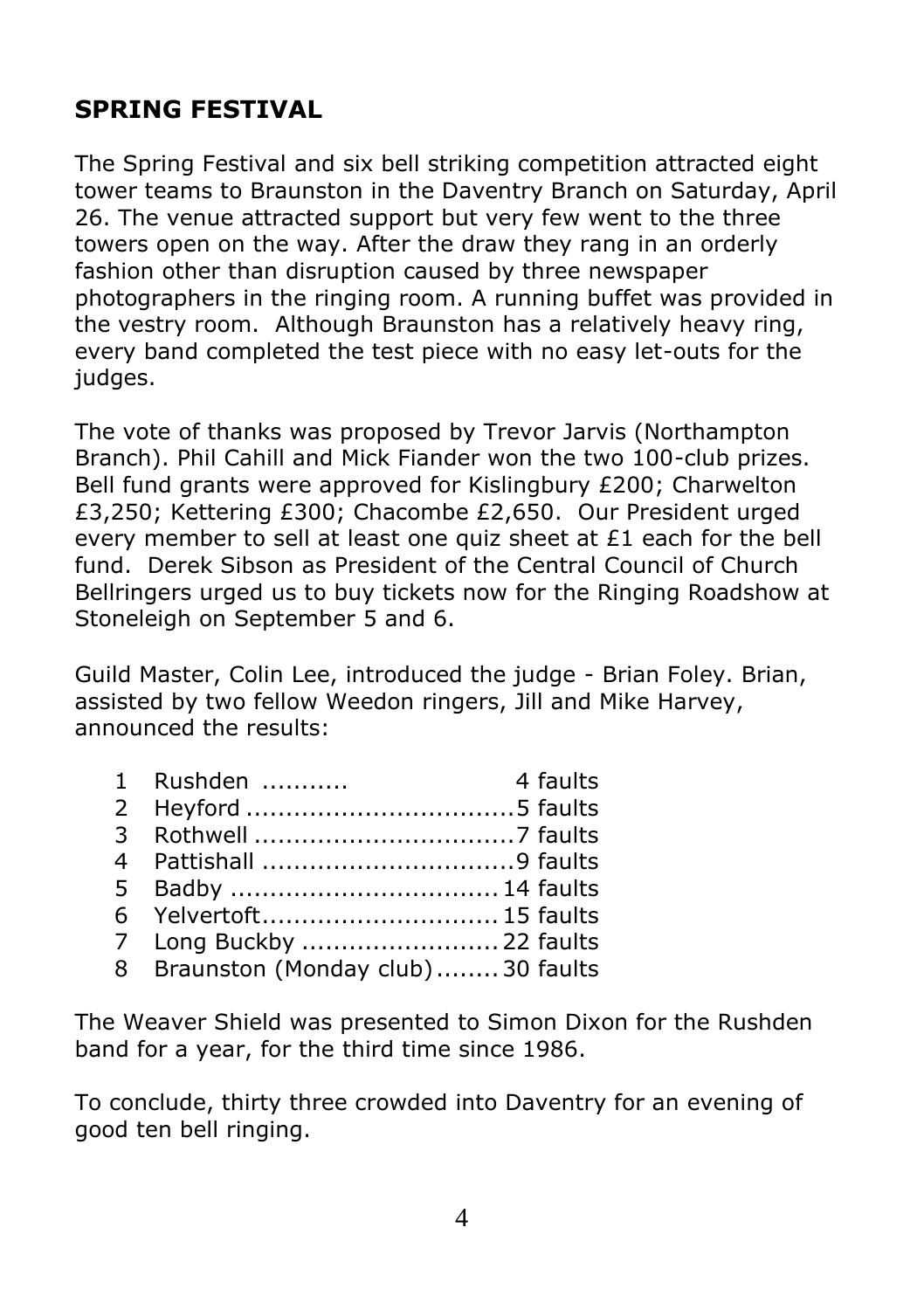## SPRING FESTIVAL

The Spring Festival and six bell striking competition attracted eight tower teams to Braunston in the Daventry Branch on Saturday, April 26. The venue attracted support but very few went to the three towers open on the way. After the draw they rang in an orderly fashion other than disruption caused by three newspaper photographers in the ringing room. A running buffet was provided in the vestry room. Although Braunston has a relatively heavy ring, every band completed the test piece with no easy let-outs for the judges.

The vote of thanks was proposed by Trevor Jarvis (Northampton Branch). Phil Cahill and Mick Fiander won the two 100-club prizes. Bell fund grants were approved for Kislingbury £200; Charwelton £3,250; Kettering £300; Chacombe £2,650. Our President urged every member to sell at least one quiz sheet at £1 each for the bell fund. Derek Sibson as President of the Central Council of Church Bellringers urged us to buy tickets now for the Ringing Roadshow at Stoneleigh on September 5 and 6.

Guild Master, Colin Lee, introduced the judge - Brian Foley. Brian, assisted by two fellow Weedon ringers, Jill and Mike Harvey, announced the results:

| | | |
|---|---|---|
| 1 | Rushden | 4 faults |
| 2 | Heyford | 5 faults |
| 3 | Rothwell | 7 faults |
| 4 | Pattishall | 9 faults |
| 5 | Badby | 14 faults |
| 6 | Yelvertoft | 15 faults |
| 7 | Long Buckby | 22 faults |
| 8 | Braunston (Monday club) | 30 faults |

The Weaver Shield was presented to Simon Dixon for the Rushden band for a year, for the third time since 1986.

To conclude, thirty three crowded into Daventry for an evening of good ten bell ringing.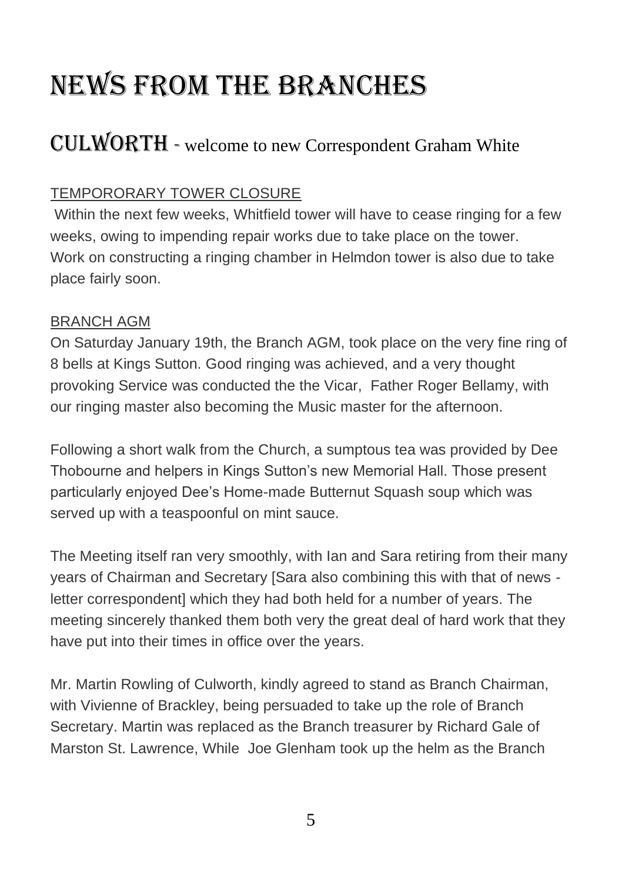# NEWS FROM THE BRANCHES

## CULWORTH - welcome to new Correspondent Graham White

TEMPORORARY TOWER CLOSURE

Within the next few weeks, Whitfield tower will have to cease ringing for a few weeks, owing to impending repair works due to take place on the tower. Work on constructing a ringing chamber in Helmdon tower is also due to take place fairly soon.

BRANCH AGM

On Saturday January 19th, the Branch AGM, took place on the very fine ring of 8 bells at Kings Sutton. Good ringing was achieved, and a very thought provoking Service was conducted the the Vicar, Father Roger Bellamy, with our ringing master also becoming the Music master for the afternoon.

Following a short walk from the Church, a sumptous tea was provided by Dee Thobourne and helpers in Kings Sutton's new Memorial Hall. Those present particularly enjoyed Dee's Home-made Butternut Squash soup which was served up with a teaspoonful on mint sauce.

The Meeting itself ran very smoothly, with Ian and Sara retiring from their many years of Chairman and Secretary [Sara also combining this with that of news - letter correspondent] which they had both held for a number of years. The meeting sincerely thanked them both very the great deal of hard work that they have put into their times in office over the years.

Mr. Martin Rowling of Culworth, kindly agreed to stand as Branch Chairman, with Vivienne of Brackley, being persuaded to take up the role of Branch Secretary. Martin was replaced as the Branch treasurer by Richard Gale of Marston St. Lawrence, While Joe Glenham took up the helm as the Branch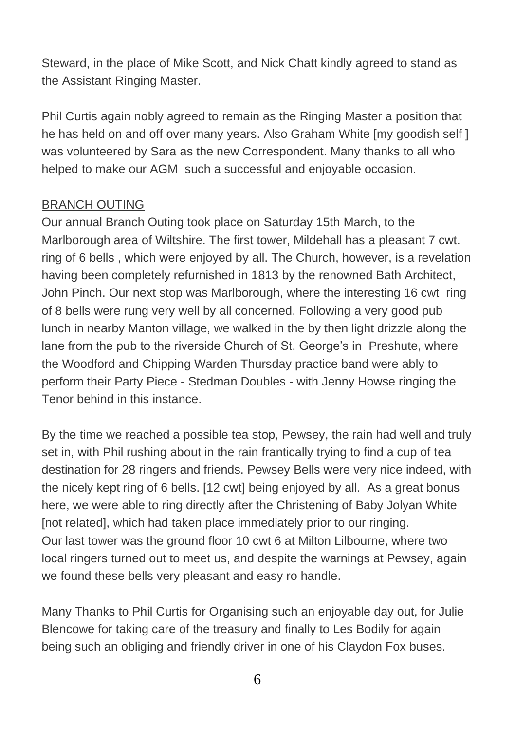Steward, in the place of Mike Scott, and Nick Chatt kindly agreed to stand as the Assistant Ringing Master.

Phil Curtis again nobly agreed to remain as the Ringing Master a position that he has held on and off over many years. Also Graham White [my goodish self ] was volunteered by Sara as the new Correspondent. Many thanks to all who helped to make our AGM such a successful and enjoyable occasion.

<u>BRANCH OUTING</u>

Our annual Branch Outing took place on Saturday 15th March, to the Marlborough area of Wiltshire. The first tower, Mildehall has a pleasant 7 cwt. ring of 6 bells , which were enjoyed by all. The Church, however, is a revelation having been completely refurnished in 1813 by the renowned Bath Architect, John Pinch. Our next stop was Marlborough, where the interesting 16 cwt ring of 8 bells were rung very well by all concerned. Following a very good pub lunch in nearby Manton village, we walked in the by then light drizzle along the lane from the pub to the riverside Church of St. George's in Preshute, where the Woodford and Chipping Warden Thursday practice band were ably to perform their Party Piece - Stedman Doubles - with Jenny Howse ringing the Tenor behind in this instance.

By the time we reached a possible tea stop, Pewsey, the rain had well and truly set in, with Phil rushing about in the rain frantically trying to find a cup of tea destination for 28 ringers and friends. Pewsey Bells were very nice indeed, with the nicely kept ring of 6 bells. [12 cwt] being enjoyed by all. As a great bonus here, we were able to ring directly after the Christening of Baby Jolyan White [not related], which had taken place immediately prior to our ringing.
Our last tower was the ground floor 10 cwt 6 at Milton Lilbourne, where two local ringers turned out to meet us, and despite the warnings at Pewsey, again we found these bells very pleasant and easy ro handle.

Many Thanks to Phil Curtis for Organising such an enjoyable day out, for Julie Blencowe for taking care of the treasury and finally to Les Bodily for again being such an obliging and friendly driver in one of his Claydon Fox buses.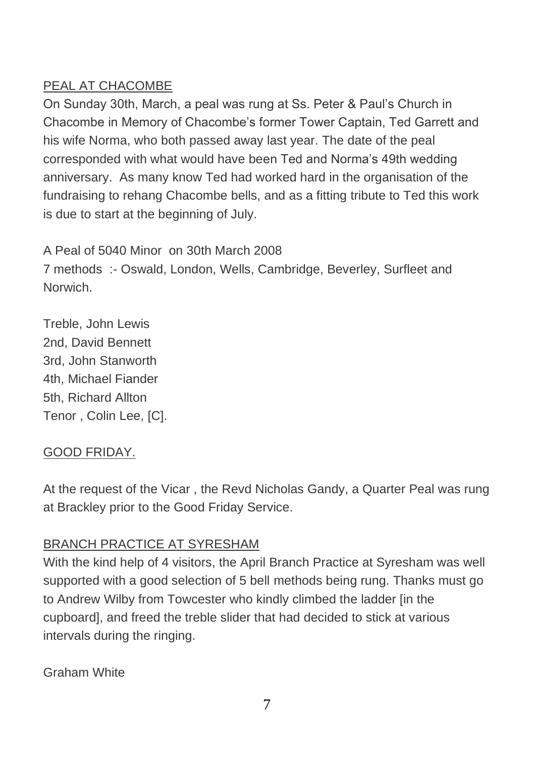## PEAL AT CHACOMBE

On Sunday 30th, March, a peal was rung at Ss. Peter & Paul's Church in Chacombe in Memory of Chacombe's former Tower Captain, Ted Garrett and his wife Norma, who both passed away last year. The date of the peal corresponded with what would have been Ted and Norma's 49th wedding anniversary. As many know Ted had worked hard in the organisation of the fundraising to rehang Chacombe bells, and as a fitting tribute to Ted this work is due to start at the beginning of July.

A Peal of 5040 Minor on 30th March 2008
7 methods :- Oswald, London, Wells, Cambridge, Beverley, Surfleet and Norwich.

Treble, John Lewis
2nd, David Bennett
3rd, John Stanworth
4th, Michael Fiander
5th, Richard Allton
Tenor , Colin Lee, [C].

## GOOD FRIDAY.

At the request of the Vicar , the Revd Nicholas Gandy, a Quarter Peal was rung at Brackley prior to the Good Friday Service.

## BRANCH PRACTICE AT SYRESHAM

With the kind help of 4 visitors, the April Branch Practice at Syresham was well supported with a good selection of 5 bell methods being rung. Thanks must go to Andrew Wilby from Towcester who kindly climbed the ladder [in the cupboard], and freed the treble slider that had decided to stick at various intervals during the ringing.

Graham White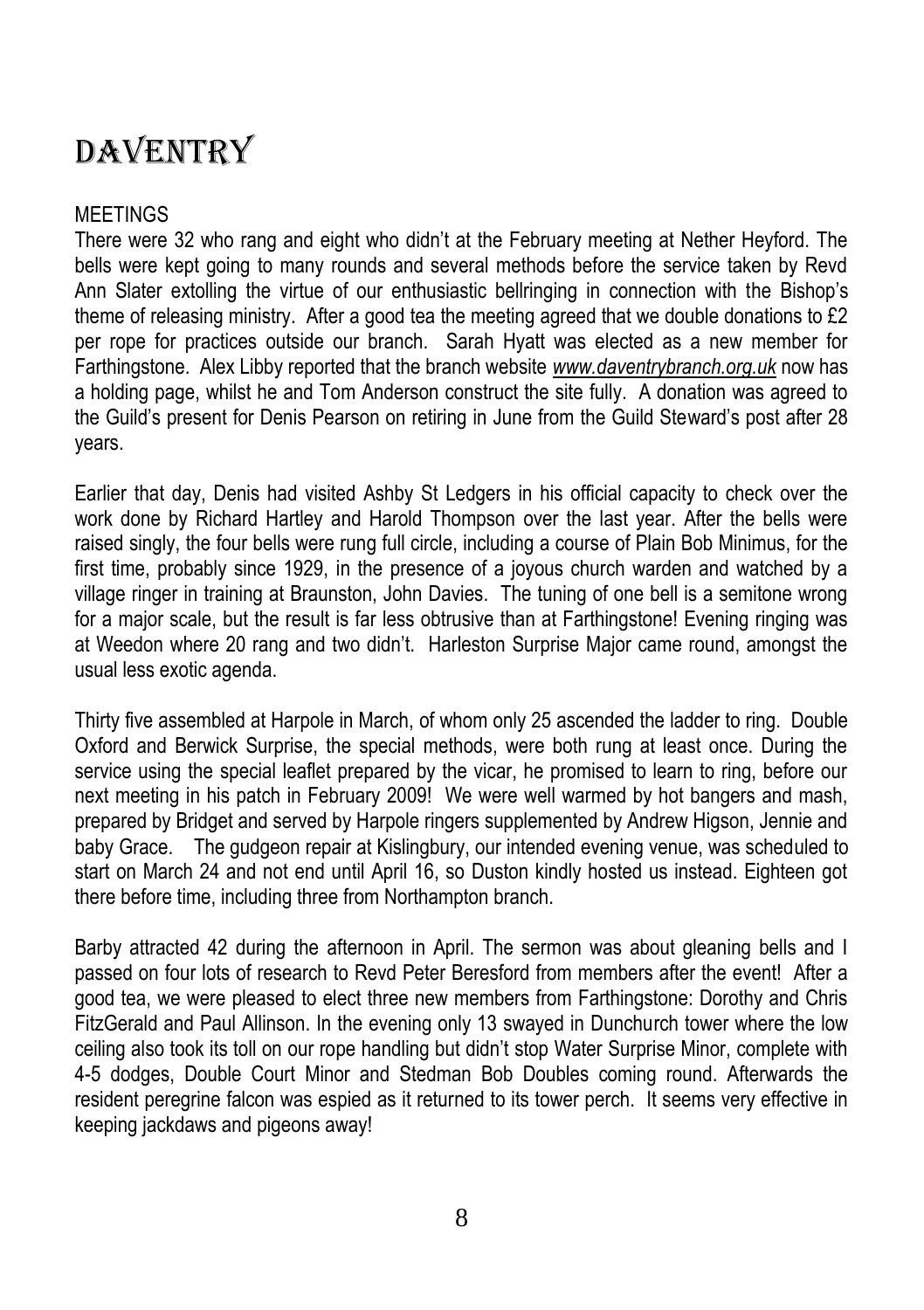# Daventry

MEETINGS

There were 32 who rang and eight who didn't at the February meeting at Nether Heyford. The bells were kept going to many rounds and several methods before the service taken by Revd Ann Slater extolling the virtue of our enthusiastic bellringing in connection with the Bishop's theme of releasing ministry. After a good tea the meeting agreed that we double donations to £2 per rope for practices outside our branch. Sarah Hyatt was elected as a new member for Farthingstone. Alex Libby reported that the branch website ***www.daventrybranch.org.uk*** now has a holding page, whilst he and Tom Anderson construct the site fully. A donation was agreed to the Guild's present for Denis Pearson on retiring in June from the Guild Steward's post after 28 years.

Earlier that day, Denis had visited Ashby St Ledgers in his official capacity to check over the work done by Richard Hartley and Harold Thompson over the last year. After the bells were raised singly, the four bells were rung full circle, including a course of Plain Bob Minimus, for the first time, probably since 1929, in the presence of a joyous church warden and watched by a village ringer in training at Braunston, John Davies. The tuning of one bell is a semitone wrong for a major scale, but the result is far less obtrusive than at Farthingstone! Evening ringing was at Weedon where 20 rang and two didn't. Harleston Surprise Major came round, amongst the usual less exotic agenda.

Thirty five assembled at Harpole in March, of whom only 25 ascended the ladder to ring. Double Oxford and Berwick Surprise, the special methods, were both rung at least once. During the service using the special leaflet prepared by the vicar, he promised to learn to ring, before our next meeting in his patch in February 2009! We were well warmed by hot bangers and mash, prepared by Bridget and served by Harpole ringers supplemented by Andrew Higson, Jennie and baby Grace. The gudgeon repair at Kislingbury, our intended evening venue, was scheduled to start on March 24 and not end until April 16, so Duston kindly hosted us instead. Eighteen got there before time, including three from Northampton branch.

Barby attracted 42 during the afternoon in April. The sermon was about gleaning bells and I passed on four lots of research to Revd Peter Beresford from members after the event! After a good tea, we were pleased to elect three new members from Farthingstone: Dorothy and Chris FitzGerald and Paul Allinson. In the evening only 13 swayed in Dunchurch tower where the low ceiling also took its toll on our rope handling but didn't stop Water Surprise Minor, complete with 4-5 dodges, Double Court Minor and Stedman Bob Doubles coming round. Afterwards the resident peregrine falcon was espied as it returned to its tower perch. It seems very effective in keeping jackdaws and pigeons away!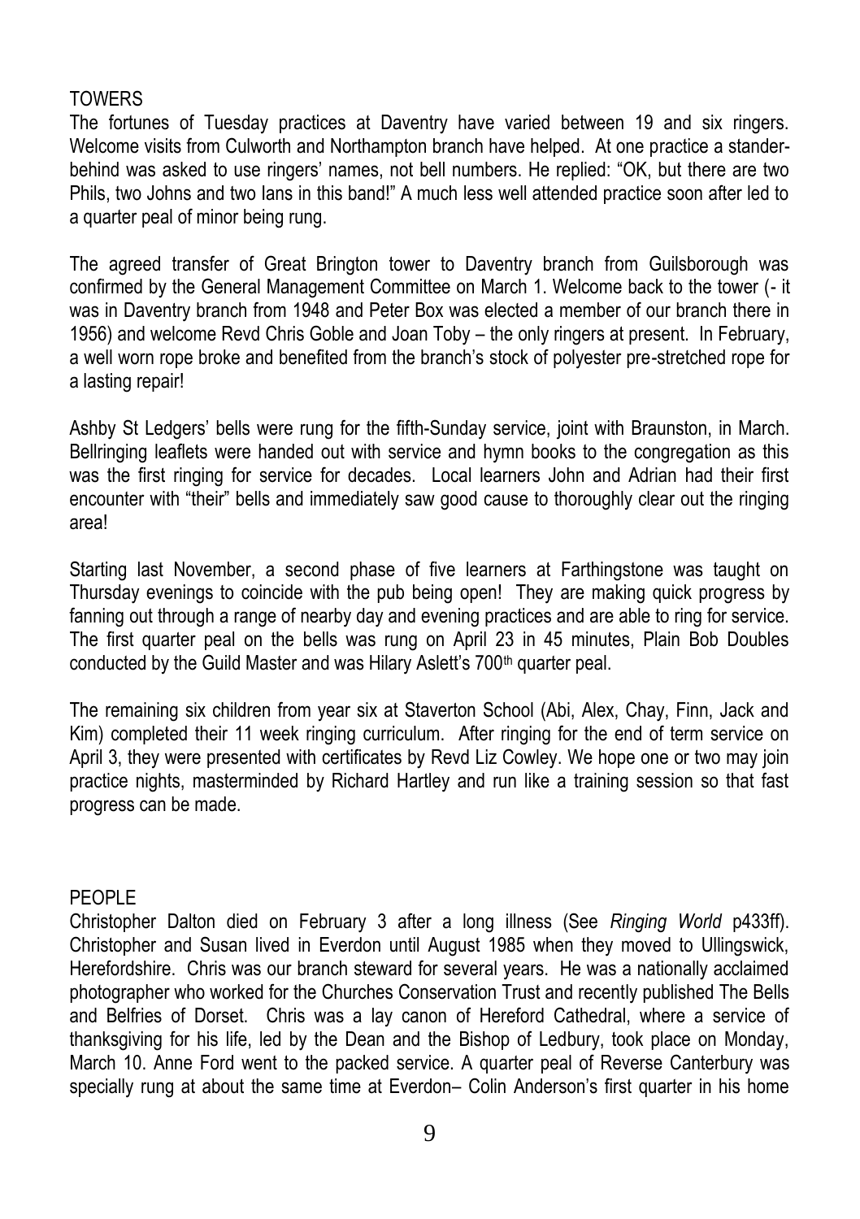## TOWERS

The fortunes of Tuesday practices at Daventry have varied between 19 and six ringers. Welcome visits from Culworth and Northampton branch have helped. At one practice a stander-behind was asked to use ringers' names, not bell numbers. He replied: "OK, but there are two Phils, two Johns and two Ians in this band!" A much less well attended practice soon after led to a quarter peal of minor being rung.

The agreed transfer of Great Brington tower to Daventry branch from Guilsborough was confirmed by the General Management Committee on March 1. Welcome back to the tower (- it was in Daventry branch from 1948 and Peter Box was elected a member of our branch there in 1956) and welcome Revd Chris Goble and Joan Toby – the only ringers at present. In February, a well worn rope broke and benefited from the branch's stock of polyester pre-stretched rope for a lasting repair!

Ashby St Ledgers' bells were rung for the fifth-Sunday service, joint with Braunston, in March. Bellringing leaflets were handed out with service and hymn books to the congregation as this was the first ringing for service for decades. Local learners John and Adrian had their first encounter with "their" bells and immediately saw good cause to thoroughly clear out the ringing area!

Starting last November, a second phase of five learners at Farthingstone was taught on Thursday evenings to coincide with the pub being open! They are making quick progress by fanning out through a range of nearby day and evening practices and are able to ring for service. The first quarter peal on the bells was rung on April 23 in 45 minutes, Plain Bob Doubles conducted by the Guild Master and was Hilary Aslett's 700th quarter peal.

The remaining six children from year six at Staverton School (Abi, Alex, Chay, Finn, Jack and Kim) completed their 11 week ringing curriculum. After ringing for the end of term service on April 3, they were presented with certificates by Revd Liz Cowley. We hope one or two may join practice nights, masterminded by Richard Hartley and run like a training session so that fast progress can be made.

## PEOPLE

Christopher Dalton died on February 3 after a long illness (See *Ringing World* p433ff). Christopher and Susan lived in Everdon until August 1985 when they moved to Ullingswick, Herefordshire. Chris was our branch steward for several years. He was a nationally acclaimed photographer who worked for the Churches Conservation Trust and recently published The Bells and Belfries of Dorset. Chris was a lay canon of Hereford Cathedral, where a service of thanksgiving for his life, led by the Dean and the Bishop of Ledbury, took place on Monday, March 10. Anne Ford went to the packed service. A quarter peal of Reverse Canterbury was specially rung at about the same time at Everdon– Colin Anderson's first quarter in his home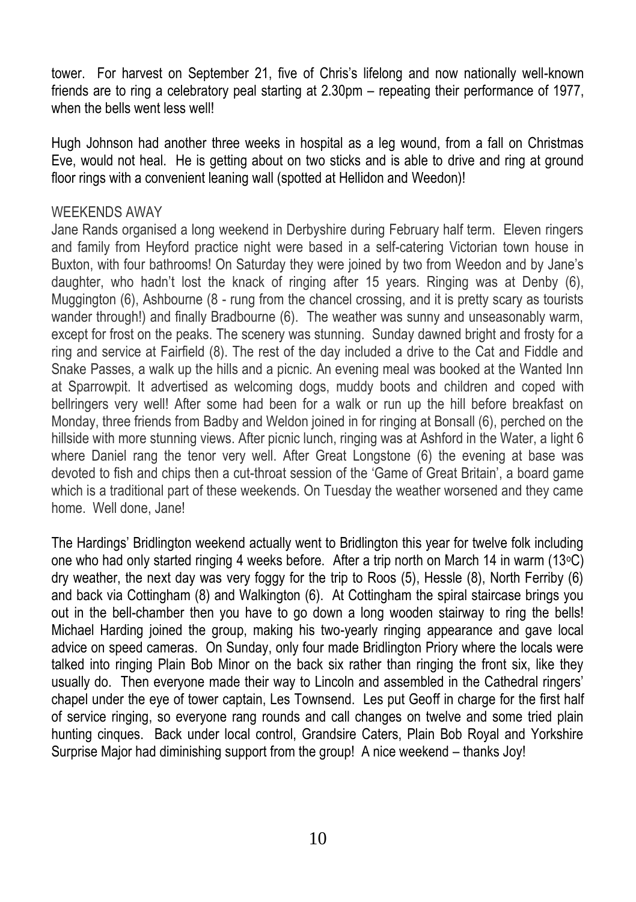tower. For harvest on September 21, five of Chris's lifelong and now nationally well-known friends are to ring a celebratory peal starting at 2.30pm – repeating their performance of 1977, when the bells went less well!

Hugh Johnson had another three weeks in hospital as a leg wound, from a fall on Christmas Eve, would not heal. He is getting about on two sticks and is able to drive and ring at ground floor rings with a convenient leaning wall (spotted at Hellidon and Weedon)!

## WEEKENDS AWAY

Jane Rands organised a long weekend in Derbyshire during February half term. Eleven ringers and family from Heyford practice night were based in a self-catering Victorian town house in Buxton, with four bathrooms! On Saturday they were joined by two from Weedon and by Jane's daughter, who hadn't lost the knack of ringing after 15 years. Ringing was at Denby (6), Muggington (6), Ashbourne (8 - rung from the chancel crossing, and it is pretty scary as tourists wander through!) and finally Bradbourne (6). The weather was sunny and unseasonably warm, except for frost on the peaks. The scenery was stunning. Sunday dawned bright and frosty for a ring and service at Fairfield (8). The rest of the day included a drive to the Cat and Fiddle and Snake Passes, a walk up the hills and a picnic. An evening meal was booked at the Wanted Inn at Sparrowpit. It advertised as welcoming dogs, muddy boots and children and coped with bellringers very well! After some had been for a walk or run up the hill before breakfast on Monday, three friends from Badby and Weldon joined in for ringing at Bonsall (6), perched on the hillside with more stunning views. After picnic lunch, ringing was at Ashford in the Water, a light 6 where Daniel rang the tenor very well. After Great Longstone (6) the evening at base was devoted to fish and chips then a cut-throat session of the 'Game of Great Britain', a board game which is a traditional part of these weekends. On Tuesday the weather worsened and they came home. Well done, Jane!

The Hardings' Bridlington weekend actually went to Bridlington this year for twelve folk including one who had only started ringing 4 weeks before. After a trip north on March 14 in warm (13°C) dry weather, the next day was very foggy for the trip to Roos (5), Hessle (8), North Ferriby (6) and back via Cottingham (8) and Walkington (6). At Cottingham the spiral staircase brings you out in the bell-chamber then you have to go down a long wooden stairway to ring the bells! Michael Harding joined the group, making his two-yearly ringing appearance and gave local advice on speed cameras. On Sunday, only four made Bridlington Priory where the locals were talked into ringing Plain Bob Minor on the back six rather than ringing the front six, like they usually do. Then everyone made their way to Lincoln and assembled in the Cathedral ringers' chapel under the eye of tower captain, Les Townsend. Les put Geoff in charge for the first half of service ringing, so everyone rang rounds and call changes on twelve and some tried plain hunting cinques. Back under local control, Grandsire Caters, Plain Bob Royal and Yorkshire Surprise Major had diminishing support from the group! A nice weekend – thanks Joy!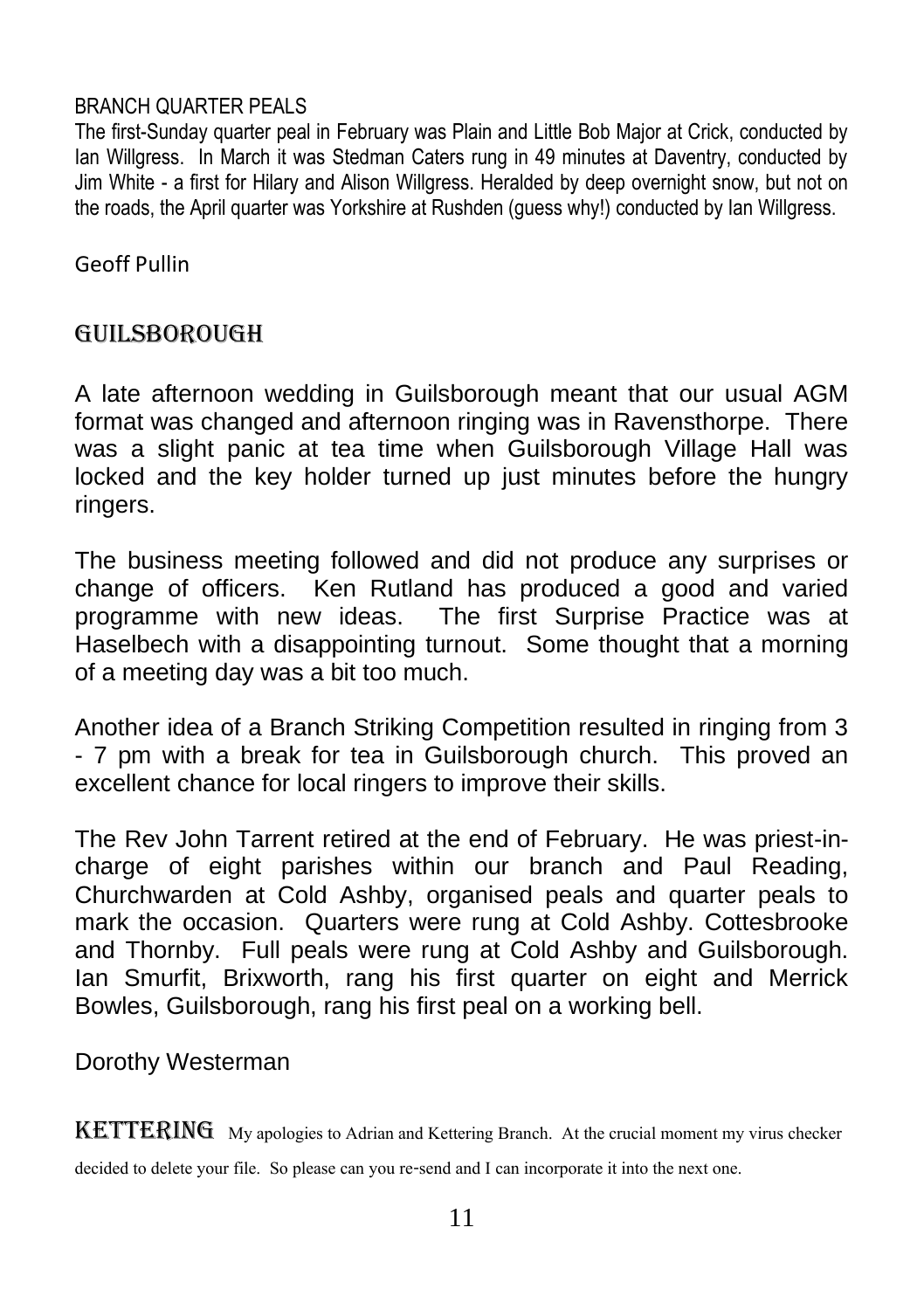## BRANCH QUARTER PEALS

The first-Sunday quarter peal in February was Plain and Little Bob Major at Crick, conducted by Ian Willgress. In March it was Stedman Caters rung in 49 minutes at Daventry, conducted by Jim White - a first for Hilary and Alison Willgress. Heralded by deep overnight snow, but not on the roads, the April quarter was Yorkshire at Rushden (guess why!) conducted by Ian Willgress.

Geoff Pullin

## GUILSBOROUGH

A late afternoon wedding in Guilsborough meant that our usual AGM format was changed and afternoon ringing was in Ravensthorpe. There was a slight panic at tea time when Guilsborough Village Hall was locked and the key holder turned up just minutes before the hungry ringers.

The business meeting followed and did not produce any surprises or change of officers. Ken Rutland has produced a good and varied programme with new ideas. The first Surprise Practice was at Haselbech with a disappointing turnout. Some thought that a morning of a meeting day was a bit too much.

Another idea of a Branch Striking Competition resulted in ringing from 3 - 7 pm with a break for tea in Guilsborough church. This proved an excellent chance for local ringers to improve their skills.

The Rev John Tarrent retired at the end of February. He was priest-in-charge of eight parishes within our branch and Paul Reading, Churchwarden at Cold Ashby, organised peals and quarter peals to mark the occasion. Quarters were rung at Cold Ashby. Cottesbrooke and Thornby. Full peals were rung at Cold Ashby and Guilsborough. Ian Smurfit, Brixworth, rang his first quarter on eight and Merrick Bowles, Guilsborough, rang his first peal on a working bell.

Dorothy Westerman

## KETTERING

My apologies to Adrian and Kettering Branch. At the crucial moment my virus checker decided to delete your file. So please can you re-send and I can incorporate it into the next one.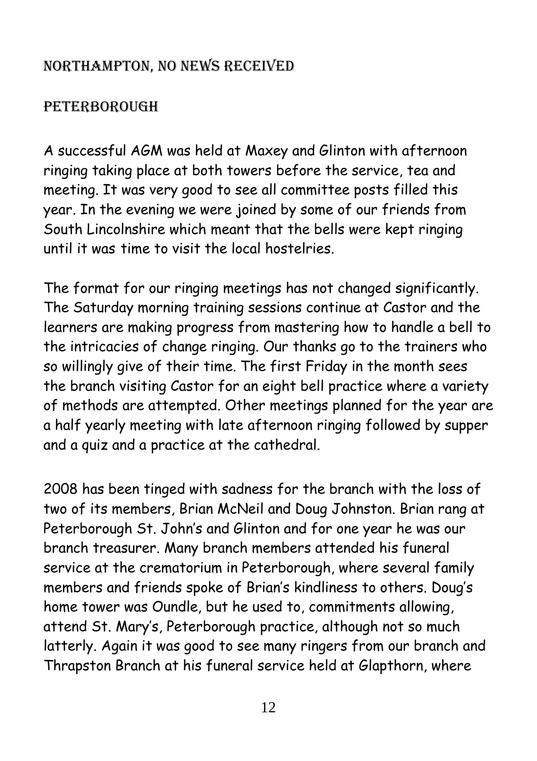## Northampton, no news received

## Peterborough

A successful AGM was held at Maxey and Glinton with afternoon ringing taking place at both towers before the service, tea and meeting. It was very good to see all committee posts filled this year. In the evening we were joined by some of our friends from South Lincolnshire which meant that the bells were kept ringing until it was time to visit the local hostelries.

The format for our ringing meetings has not changed significantly. The Saturday morning training sessions continue at Castor and the learners are making progress from mastering how to handle a bell to the intricacies of change ringing. Our thanks go to the trainers who so willingly give of their time. The first Friday in the month sees the branch visiting Castor for an eight bell practice where a variety of methods are attempted. Other meetings planned for the year are a half yearly meeting with late afternoon ringing followed by supper and a quiz and a practice at the cathedral.

2008 has been tinged with sadness for the branch with the loss of two of its members, Brian McNeil and Doug Johnston. Brian rang at Peterborough St. John's and Glinton and for one year he was our branch treasurer. Many branch members attended his funeral service at the crematorium in Peterborough, where several family members and friends spoke of Brian's kindliness to others. Doug's home tower was Oundle, but he used to, commitments allowing, attend St. Mary's, Peterborough practice, although not so much latterly. Again it was good to see many ringers from our branch and Thrapston Branch at his funeral service held at Glapthorn, where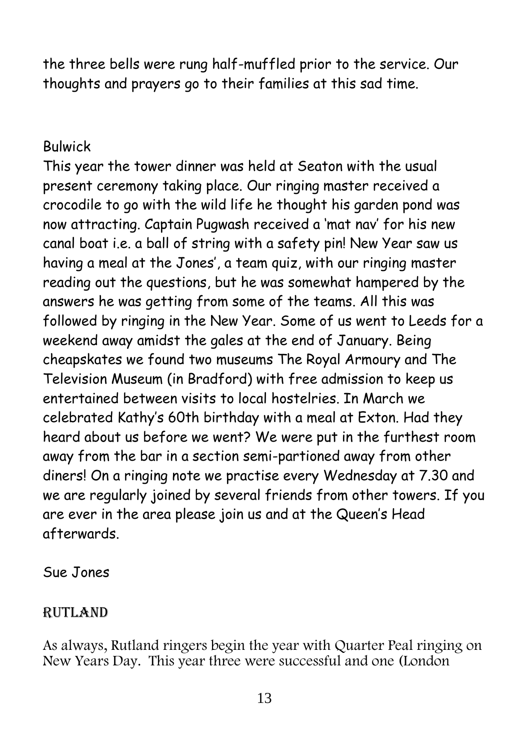the three bells were rung half-muffled prior to the service. Our thoughts and prayers go to their families at this sad time.

### Bulwick

This year the tower dinner was held at Seaton with the usual present ceremony taking place. Our ringing master received a crocodile to go with the wild life he thought his garden pond was now attracting. Captain Pugwash received a 'mat nav' for his new canal boat i.e. a ball of string with a safety pin! New Year saw us having a meal at the Jones', a team quiz, with our ringing master reading out the questions, but he was somewhat hampered by the answers he was getting from some of the teams. All this was followed by ringing in the New Year. Some of us went to Leeds for a weekend away amidst the gales at the end of January. Being cheapskates we found two museums The Royal Armoury and The Television Museum (in Bradford) with free admission to keep us entertained between visits to local hostelries. In March we celebrated Kathy's 60th birthday with a meal at Exton. Had they heard about us before we went? We were put in the furthest room away from the bar in a section semi-partioned away from other diners! On a ringing note we practise every Wednesday at 7.30 and we are regularly joined by several friends from other towers. If you are ever in the area please join us and at the Queen's Head afterwards.

Sue Jones

## Rutland

As always, Rutland ringers begin the year with Quarter Peal ringing on New Years Day. This year three were successful and one (London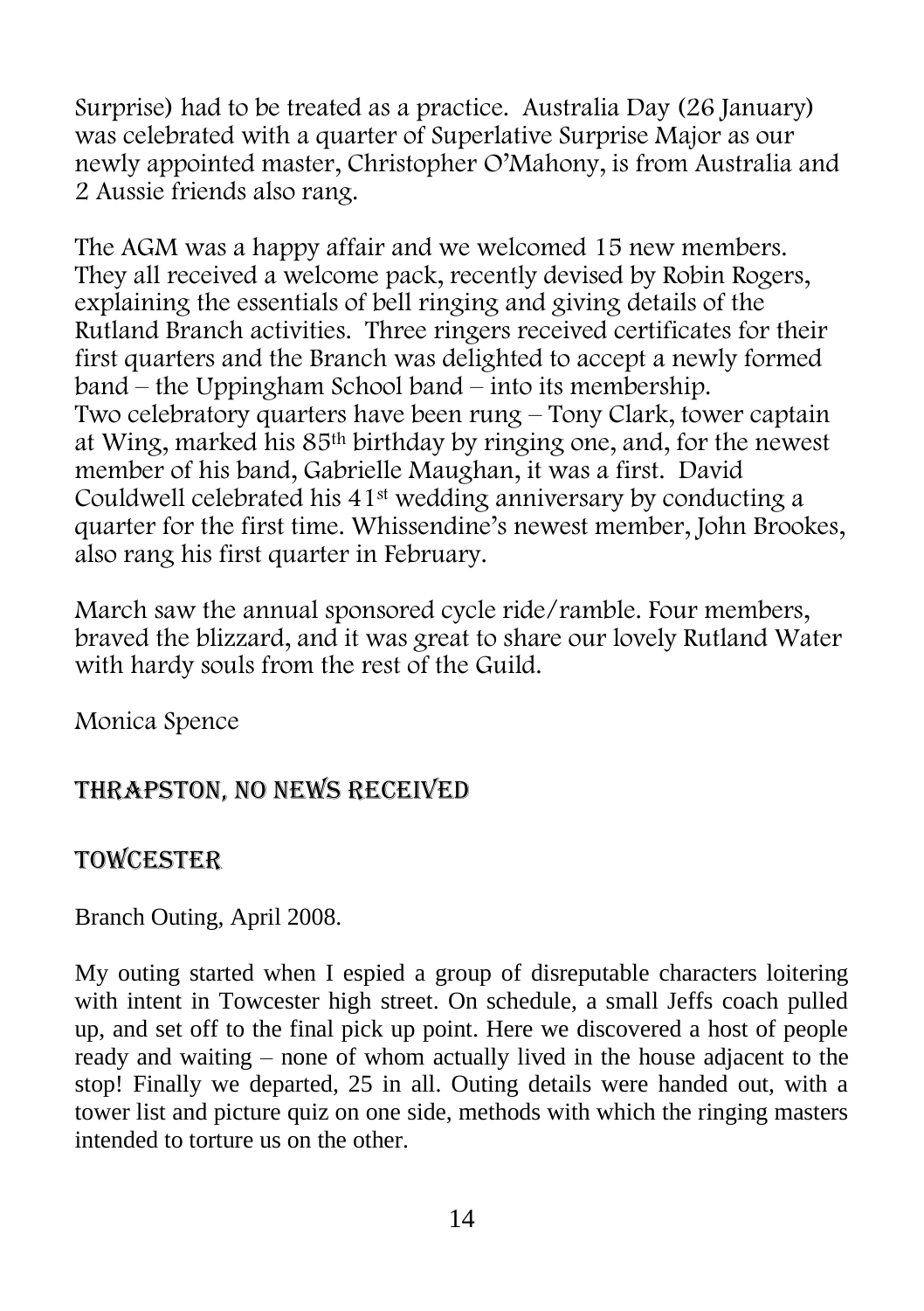Surprise) had to be treated as a practice. Australia Day (26 January) was celebrated with a quarter of Superlative Surprise Major as our newly appointed master, Christopher O'Mahony, is from Australia and 2 Aussie friends also rang.

The AGM was a happy affair and we welcomed 15 new members. They all received a welcome pack, recently devised by Robin Rogers, explaining the essentials of bell ringing and giving details of the Rutland Branch activities. Three ringers received certificates for their first quarters and the Branch was delighted to accept a newly formed band – the Uppingham School band – into its membership.
Two celebratory quarters have been rung – Tony Clark, tower captain at Wing, marked his 85th birthday by ringing one, and, for the newest member of his band, Gabrielle Maughan, it was a first. David Couldwell celebrated his 41st wedding anniversary by conducting a quarter for the first time. Whissendine's newest member, John Brookes, also rang his first quarter in February.

March saw the annual sponsored cycle ride/ramble. Four members, braved the blizzard, and it was great to share our lovely Rutland Water with hardy souls from the rest of the Guild.

Monica Spence

## Thrapston, no news received

## Towcester

Branch Outing, April 2008.

My outing started when I espied a group of disreputable characters loitering with intent in Towcester high street. On schedule, a small Jeffs coach pulled up, and set off to the final pick up point. Here we discovered a host of people ready and waiting – none of whom actually lived in the house adjacent to the stop! Finally we departed, 25 in all. Outing details were handed out, with a tower list and picture quiz on one side, methods with which the ringing masters intended to torture us on the other.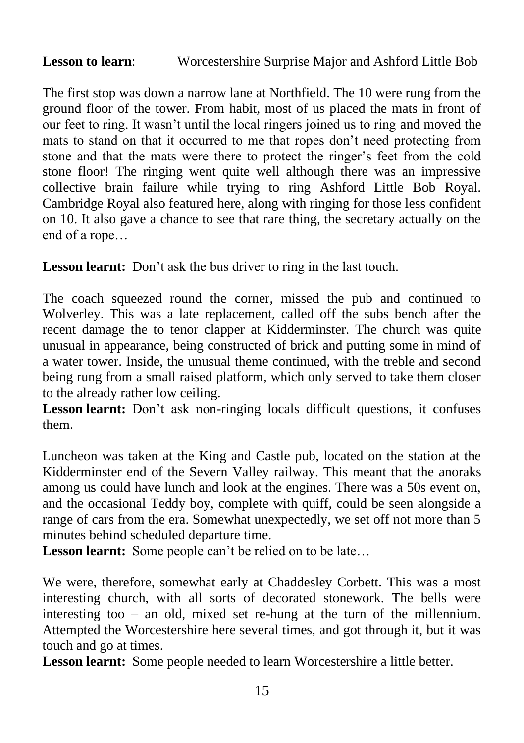**Lesson to learn**: Worcestershire Surprise Major and Ashford Little Bob

The first stop was down a narrow lane at Northfield. The 10 were rung from the ground floor of the tower. From habit, most of us placed the mats in front of our feet to ring. It wasn't until the local ringers joined us to ring and moved the mats to stand on that it occurred to me that ropes don't need protecting from stone and that the mats were there to protect the ringer's feet from the cold stone floor! The ringing went quite well although there was an impressive collective brain failure while trying to ring Ashford Little Bob Royal. Cambridge Royal also featured here, along with ringing for those less confident on 10. It also gave a chance to see that rare thing, the secretary actually on the end of a rope…

**Lesson learnt:** Don't ask the bus driver to ring in the last touch.

The coach squeezed round the corner, missed the pub and continued to Wolverley. This was a late replacement, called off the subs bench after the recent damage the to tenor clapper at Kidderminster. The church was quite unusual in appearance, being constructed of brick and putting some in mind of a water tower. Inside, the unusual theme continued, with the treble and second being rung from a small raised platform, which only served to take them closer to the already rather low ceiling.

**Lesson learnt:** Don't ask non-ringing locals difficult questions, it confuses them.

Luncheon was taken at the King and Castle pub, located on the station at the Kidderminster end of the Severn Valley railway. This meant that the anoraks among us could have lunch and look at the engines. There was a 50s event on, and the occasional Teddy boy, complete with quiff, could be seen alongside a range of cars from the era. Somewhat unexpectedly, we set off not more than 5 minutes behind scheduled departure time.

**Lesson learnt:** Some people can't be relied on to be late…

We were, therefore, somewhat early at Chaddesley Corbett. This was a most interesting church, with all sorts of decorated stonework. The bells were interesting too – an old, mixed set re-hung at the turn of the millennium. Attempted the Worcestershire here several times, and got through it, but it was touch and go at times.

**Lesson learnt:** Some people needed to learn Worcestershire a little better.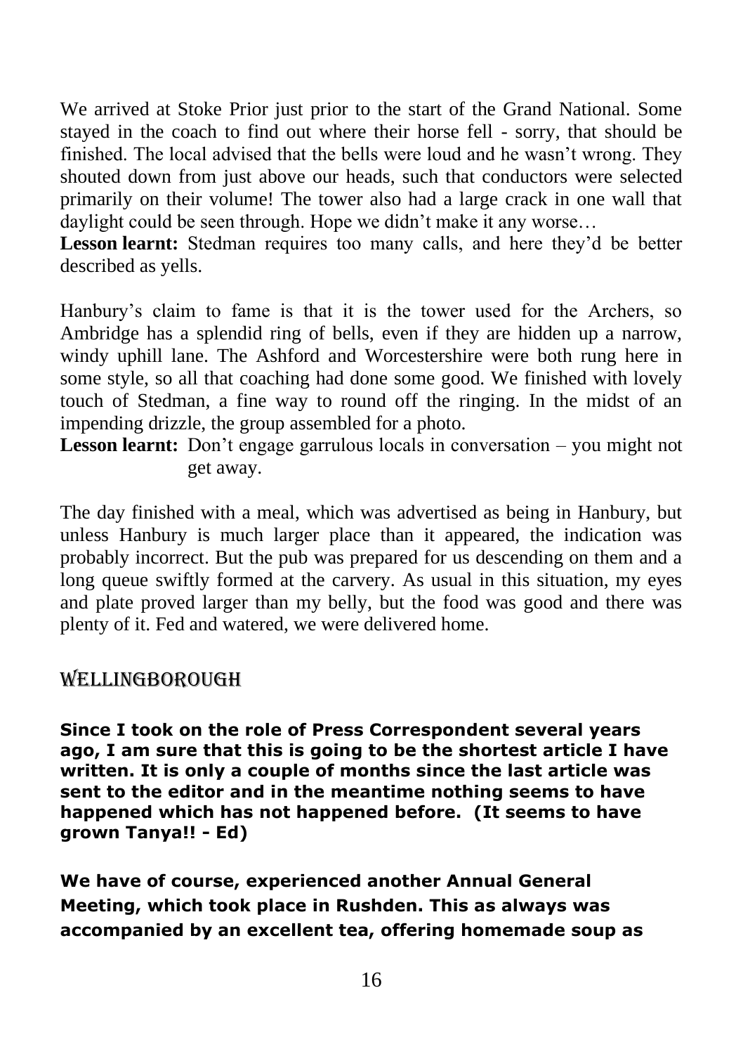We arrived at Stoke Prior just prior to the start of the Grand National. Some stayed in the coach to find out where their horse fell - sorry, that should be finished. The local advised that the bells were loud and he wasn't wrong. They shouted down from just above our heads, such that conductors were selected primarily on their volume! The tower also had a large crack in one wall that daylight could be seen through. Hope we didn't make it any worse…

**Lesson learnt:** Stedman requires too many calls, and here they'd be better described as yells.

Hanbury's claim to fame is that it is the tower used for the Archers, so Ambridge has a splendid ring of bells, even if they are hidden up a narrow, windy uphill lane. The Ashford and Worcestershire were both rung here in some style, so all that coaching had done some good. We finished with lovely touch of Stedman, a fine way to round off the ringing. In the midst of an impending drizzle, the group assembled for a photo.

**Lesson learnt:** Don't engage garrulous locals in conversation – you might not get away.

The day finished with a meal, which was advertised as being in Hanbury, but unless Hanbury is much larger place than it appeared, the indication was probably incorrect. But the pub was prepared for us descending on them and a long queue swiftly formed at the carvery. As usual in this situation, my eyes and plate proved larger than my belly, but the food was good and there was plenty of it. Fed and watered, we were delivered home.

## Wellingborough

**Since I took on the role of Press Correspondent several years ago, I am sure that this is going to be the shortest article I have written. It is only a couple of months since the last article was sent to the editor and in the meantime nothing seems to have happened which has not happened before. (It seems to have grown Tanya!! - Ed)**

**We have of course, experienced another Annual General Meeting, which took place in Rushden. This as always was accompanied by an excellent tea, offering homemade soup as**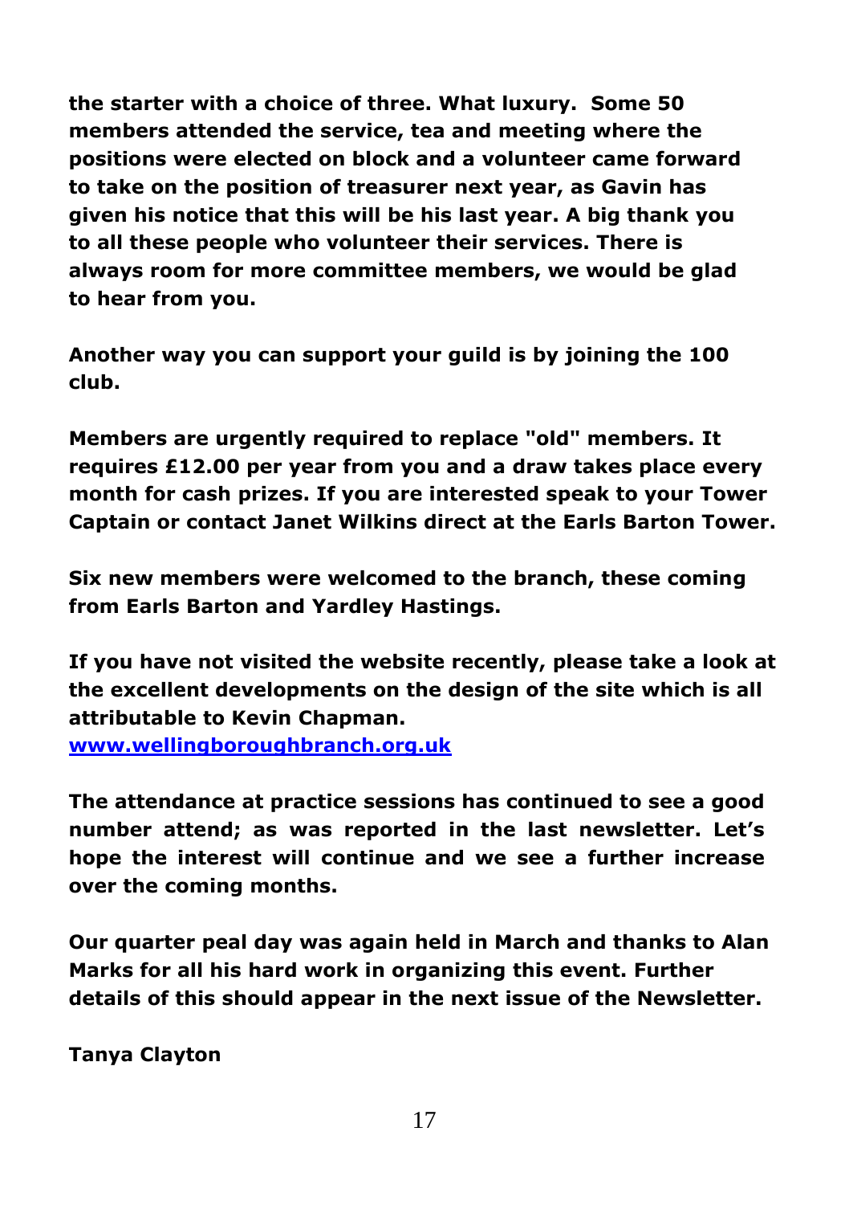**the starter with a choice of three. What luxury. Some 50 members attended the service, tea and meeting where the positions were elected on block and a volunteer came forward to take on the position of treasurer next year, as Gavin has given his notice that this will be his last year. A big thank you to all these people who volunteer their services. There is always room for more committee members, we would be glad to hear from you.**

**Another way you can support your guild is by joining the 100 club.**

**Members are urgently required to replace "old" members. It requires £12.00 per year from you and a draw takes place every month for cash prizes. If you are interested speak to your Tower Captain or contact Janet Wilkins direct at the Earls Barton Tower.**

**Six new members were welcomed to the branch, these coming from Earls Barton and Yardley Hastings.**

**If you have not visited the website recently, please take a look at the excellent developments on the design of the site which is all attributable to Kevin Chapman.**
**[www.wellingboroughbranch.org.uk](http://www.wellingboroughbranch.org.uk)**

**The attendance at practice sessions has continued to see a good number attend; as was reported in the last newsletter. Let's hope the interest will continue and we see a further increase over the coming months.**

**Our quarter peal day was again held in March and thanks to Alan Marks for all his hard work in organizing this event. Further details of this should appear in the next issue of the Newsletter.**

**Tanya Clayton**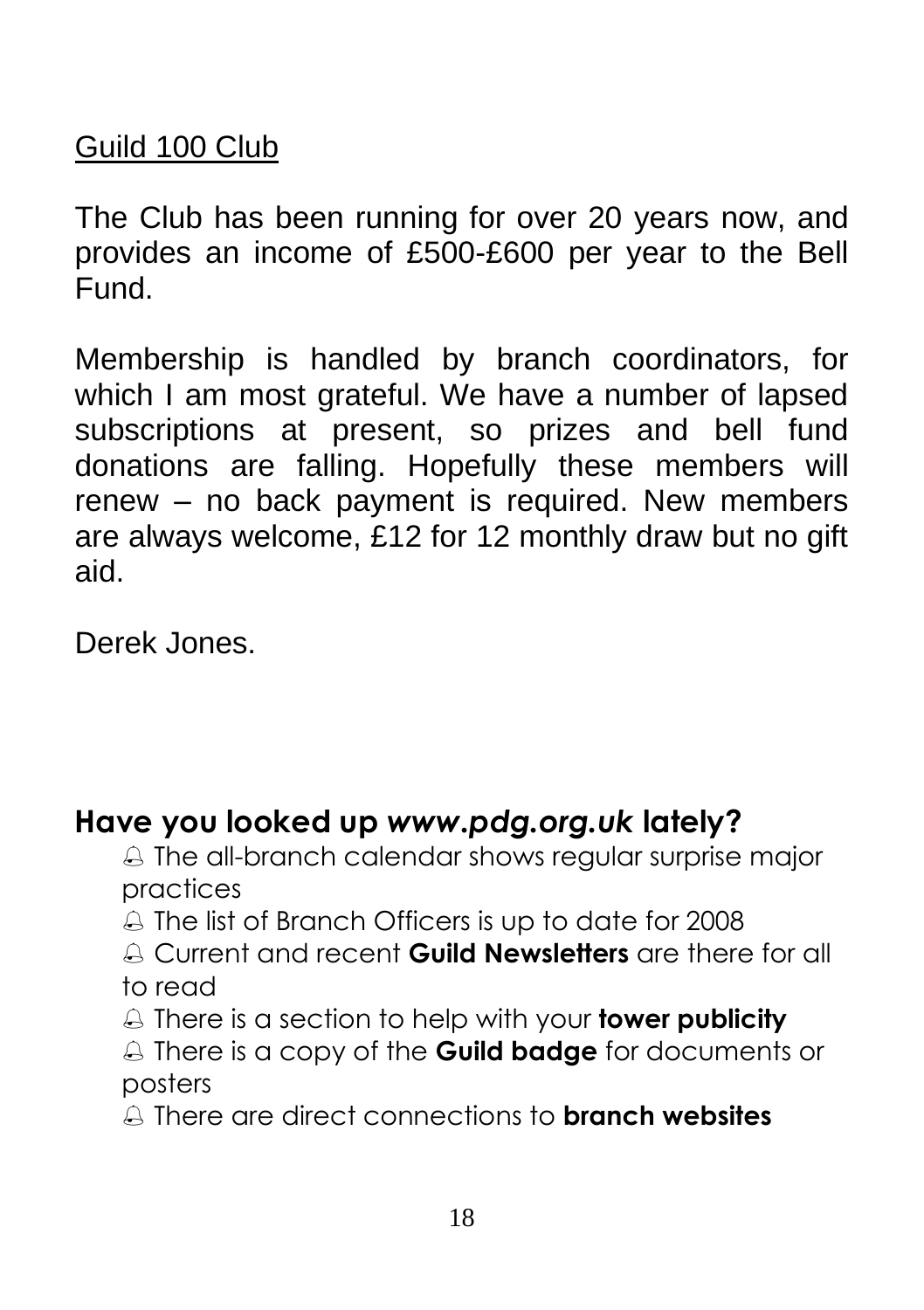## Guild 100 Club

The Club has been running for over 20 years now, and provides an income of £500-£600 per year to the Bell Fund.

Membership is handled by branch coordinators, for which I am most grateful. We have a number of lapsed subscriptions at present, so prizes and bell fund donations are falling. Hopefully these members will renew – no back payment is required. New members are always welcome, £12 for 12 monthly draw but no gift aid.

Derek Jones.

## Have you looked up *www.pdg.org.uk* lately?

- The all-branch calendar shows regular surprise major practices
- The list of Branch Officers is up to date for 2008
- Current and recent **Guild Newsletters** are there for all to read
- There is a section to help with your **tower publicity**
- There is a copy of the **Guild badge** for documents or posters
- There are direct connections to **branch websites**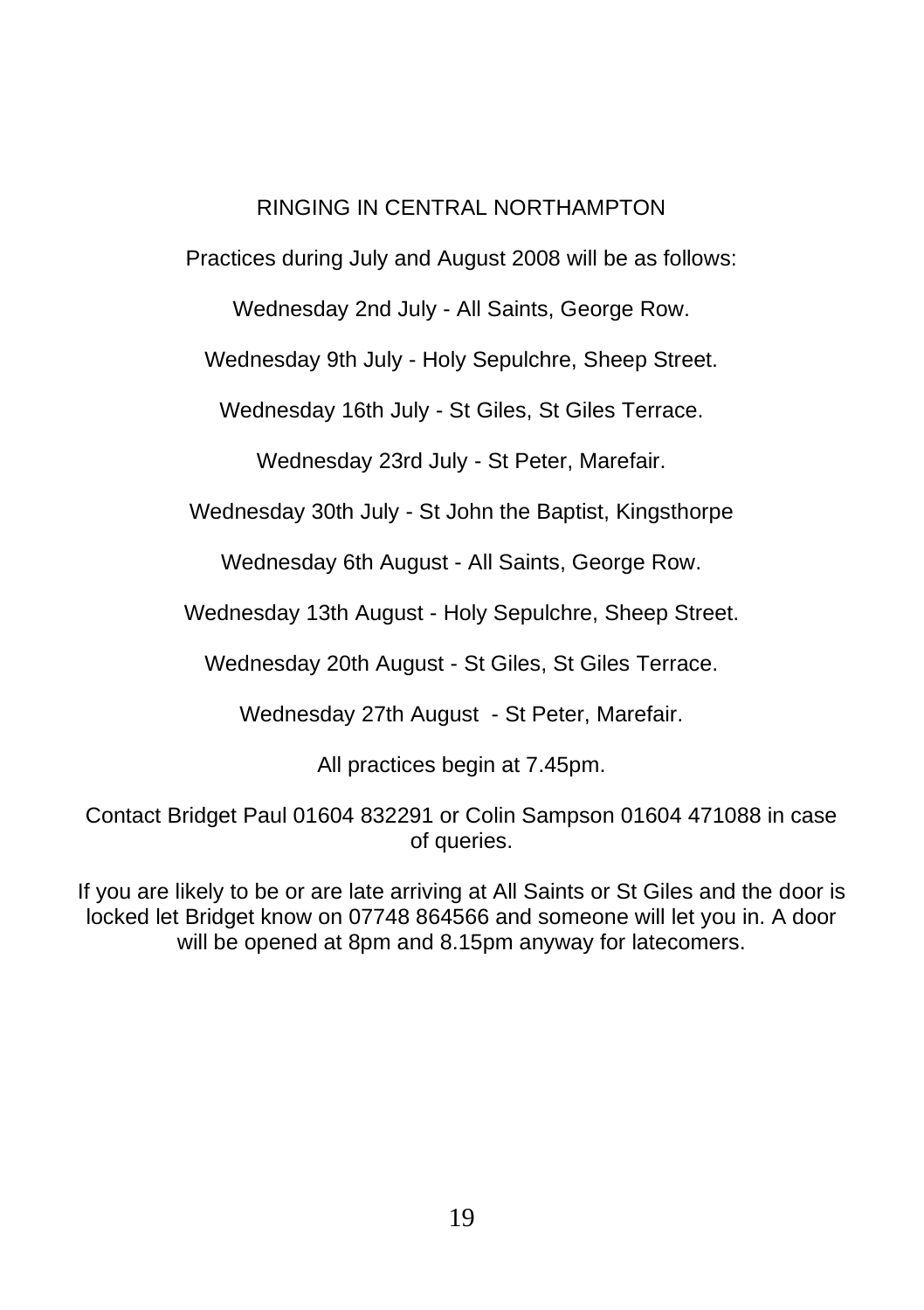## RINGING IN CENTRAL NORTHAMPTON

Practices during July and August 2008 will be as follows:

Wednesday 2nd July - All Saints, George Row.

Wednesday 9th July - Holy Sepulchre, Sheep Street.

Wednesday 16th July - St Giles, St Giles Terrace.

Wednesday 23rd July - St Peter, Marefair.

Wednesday 30th July - St John the Baptist, Kingsthorpe

Wednesday 6th August - All Saints, George Row.

Wednesday 13th August - Holy Sepulchre, Sheep Street.

Wednesday 20th August - St Giles, St Giles Terrace.

Wednesday 27th August - St Peter, Marefair.

All practices begin at 7.45pm.

Contact Bridget Paul 01604 832291 or Colin Sampson 01604 471088 in case of queries.

If you are likely to be or are late arriving at All Saints or St Giles and the door is locked let Bridget know on 07748 864566 and someone will let you in. A door will be opened at 8pm and 8.15pm anyway for latecomers.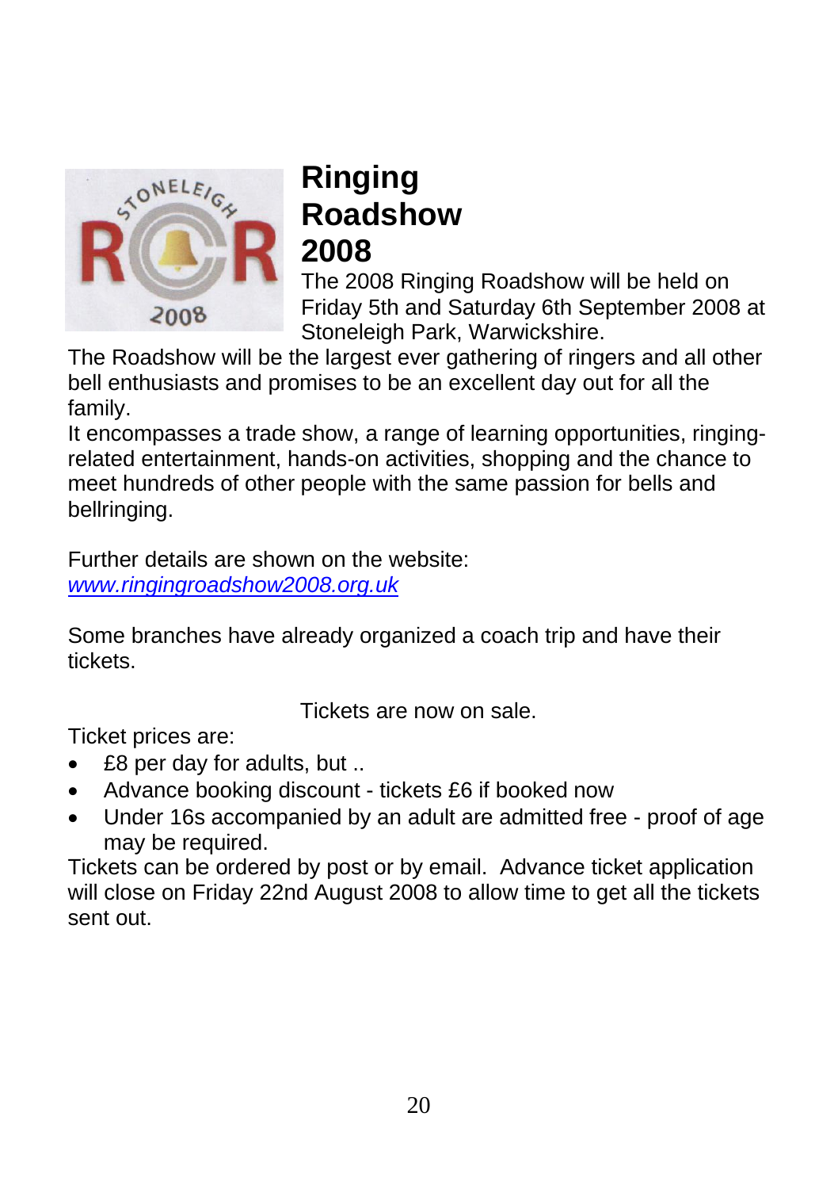# Ringing Roadshow 2008

The 2008 Ringing Roadshow will be held on Friday 5th and Saturday 6th September 2008 at Stoneleigh Park, Warwickshire.

The Roadshow will be the largest ever gathering of ringers and all other bell enthusiasts and promises to be an excellent day out for all the family.

It encompasses a trade show, a range of learning opportunities, ringing-related entertainment, hands-on activities, shopping and the chance to meet hundreds of other people with the same passion for bells and bellringing.

Further details are shown on the website:
*www.ringingroadshow2008.org.uk*

Some branches have already organized a coach trip and have their tickets.

Tickets are now on sale.

Ticket prices are:

- £8 per day for adults, but ..
- Advance booking discount - tickets £6 if booked now
- Under 16s accompanied by an adult are admitted free - proof of age may be required.

Tickets can be ordered by post or by email. Advance ticket application will close on Friday 22nd August 2008 to allow time to get all the tickets sent out.